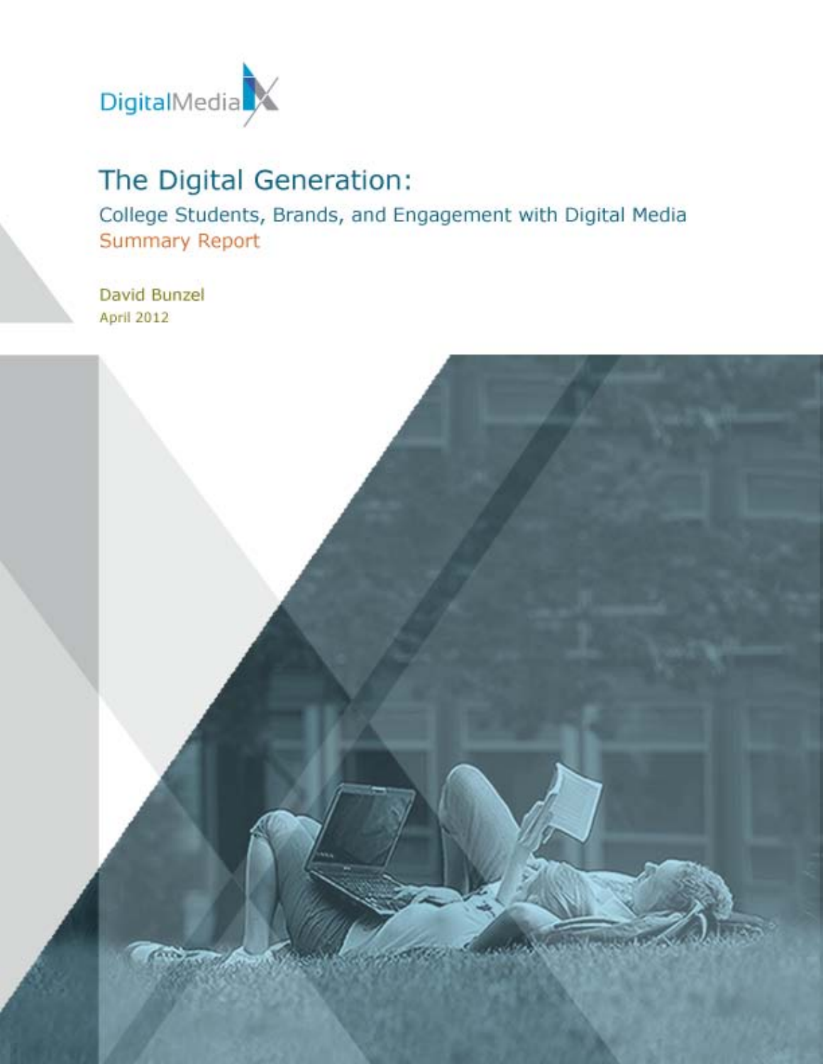DigitalMedia

# The Digital Generation:

## College Students, Brands, and Engagement with Digital Media

## Summary Report

David Bunzel

April 2012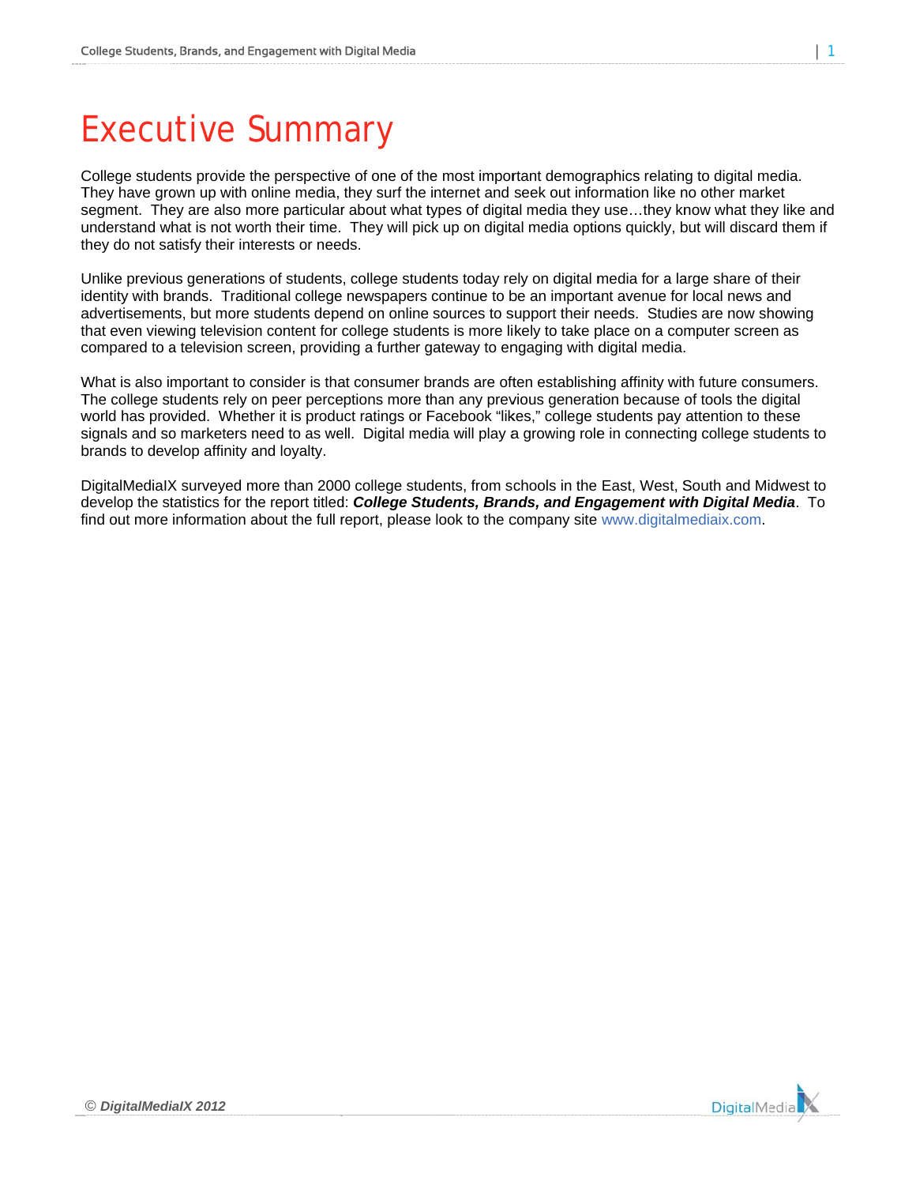# Executive Summary

College students provide the perspective of one of the most important demographics relating to digital media. They have grown up with online media, they surf the internet and seek out information like no other market segment. They are also more particular about what types of digital media they use…they know what they like and understand what is not worth their time. They will pick up on digital media options quickly, but will discard them if they do not satisfy their interests or needs.

Unlike previous generations of students, college students today rely on digital media for a large share of their identity with brands. Traditional college newspapers continue to be an important avenue for local news and advertisements, but more students depend on online sources to support their needs. Studies are now showing that even viewing television content for college students is more likely to take place on a computer screen as compared to a television screen, providing a further gateway to engaging with digital media.

What is also important to consider is that consumer brands are often establishing affinity with future consumers. The college students rely on peer perceptions more than any previous generation because of tools the digital world has provided. Whether it is product ratings or Facebook "likes," college students pay attention to these signals and so marketers need to as well. Digital media will play a growing role in connecting college students to brands to develop affinity and loyalty.

DigitalMediaIX surveyed more than 2000 college students, from schools in the East, West, South and Midwest to develop the statistics for the report titled: ***College Students, Brands, and Engagement with Digital Media***. To find out more information about the full report, please look to the company site www.digitalmediaix.com.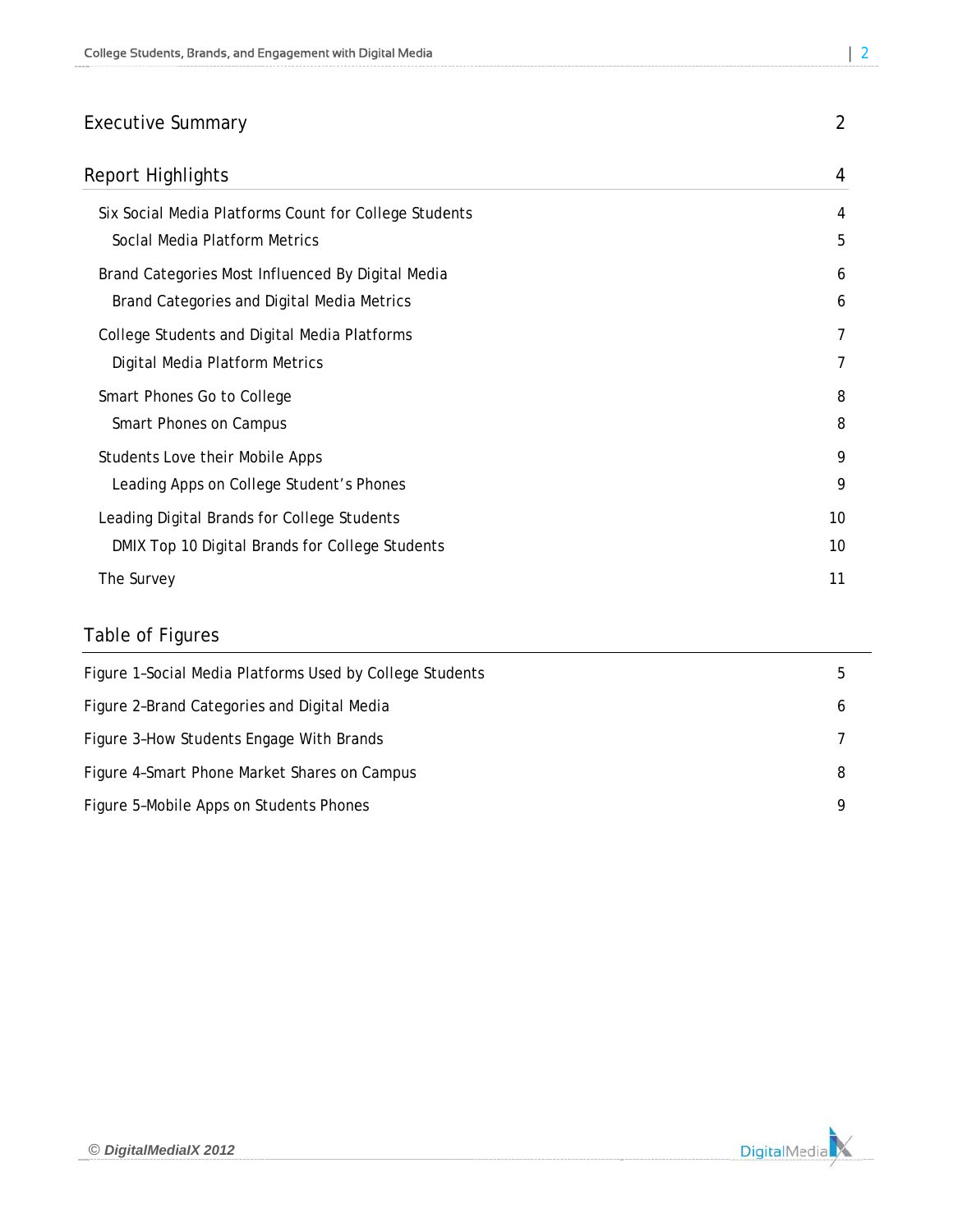Executive Summary 2

Report Highlights 4

- Six Social Media Platforms Count for College Students 4
  - Social Media Platform Metrics 5
- Brand Categories Most Influenced By Digital Media 6
  - Brand Categories and Digital Media Metrics 6
- College Students and Digital Media Platforms 7
  - Digital Media Platform Metrics 7
- Smart Phones Go to College 8
  - Smart Phones on Campus 8
- Students Love their Mobile Apps 9
  - Leading Apps on College Student's Phones 9
- Leading Digital Brands for College Students 10
  - DMIX Top 10 Digital Brands for College Students 10
- The Survey 11

## Table of Figures

Figure 1–Social Media Platforms Used by College Students 5

Figure 2–Brand Categories and Digital Media 6

Figure 3–How Students Engage With Brands 7

Figure 4–Smart Phone Market Shares on Campus 8

Figure 5–Mobile Apps on Students Phones 9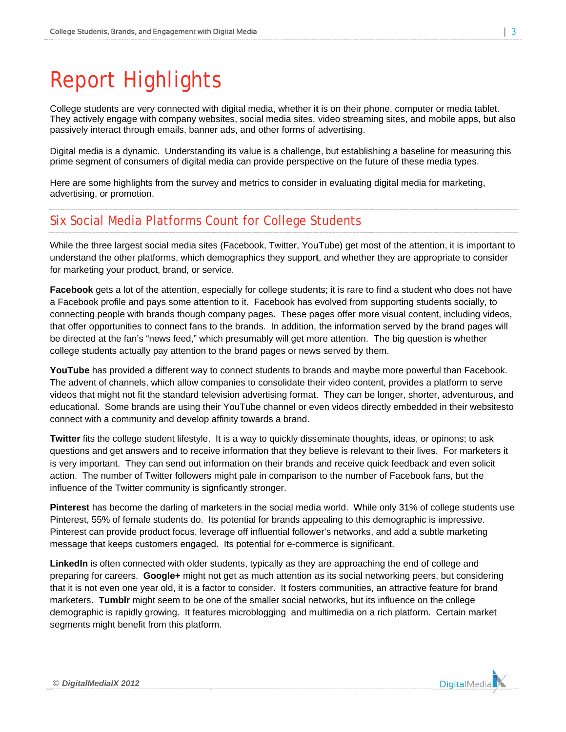# Report Highlights

College students are very connected with digital media, whether it is on their phone, computer or media tablet. They actively engage with company websites, social media sites, video streaming sites, and mobile apps, but also passively interact through emails, banner ads, and other forms of advertising.

Digital media is a dynamic. Understanding its value is a challenge, but establishing a baseline for measuring this prime segment of consumers of digital media can provide perspective on the future of these media types.

Here are some highlights from the survey and metrics to consider in evaluating digital media for marketing, advertising, or promotion.

## Six Social Media Platforms Count for College Students

While the three largest social media sites (Facebook, Twitter, YouTube) get most of the attention, it is important to understand the other platforms, which demographics they support, and whether they are appropriate to consider for marketing your product, brand, or service.

**Facebook** gets a lot of the attention, especially for college students; it is rare to find a student who does not have a Facebook profile and pays some attention to it. Facebook has evolved from supporting students socially, to connecting people with brands though company pages. These pages offer more visual content, including videos, that offer opportunities to connect fans to the brands. In addition, the information served by the brand pages will be directed at the fan's "news feed," which presumably will get more attention. The big question is whether college students actually pay attention to the brand pages or news served by them.

**YouTube** has provided a different way to connect students to brands and maybe more powerful than Facebook. The advent of channels, which allow companies to consolidate their video content, provides a platform to serve videos that might not fit the standard television advertising format. They can be longer, shorter, adventurous, and educational. Some brands are using their YouTube channel or even videos directly embedded in their websitesto connect with a community and develop affinity towards a brand.

**Twitter** fits the college student lifestyle. It is a way to quickly disseminate thoughts, ideas, or opinons; to ask questions and get answers and to receive information that they believe is relevant to their lives. For marketers it is very important. They can send out information on their brands and receive quick feedback and even solicit action. The number of Twitter followers might pale in comparison to the number of Facebook fans, but the influence of the Twitter community is signficantly stronger.

**Pinterest** has become the darling of marketers in the social media world. While only 31% of college students use Pinterest, 55% of female students do. Its potential for brands appealing to this demographic is impressive. Pinterest can provide product focus, leverage off influential follower's networks, and add a subtle marketing message that keeps customers engaged. Its potential for e-commerce is significant.

**LinkedIn** is often connected with older students, typically as they are approaching the end of college and preparing for careers. **Google+** might not get as much attention as its social networking peers, but considering that it is not even one year old, it is a factor to consider. It fosters communities, an attractive feature for brand marketers. **Tumblr** might seem to be one of the smaller social networks, but its influence on the college demographic is rapidly growing. It features microblogging and multimedia on a rich platform. Certain market segments might benefit from this platform.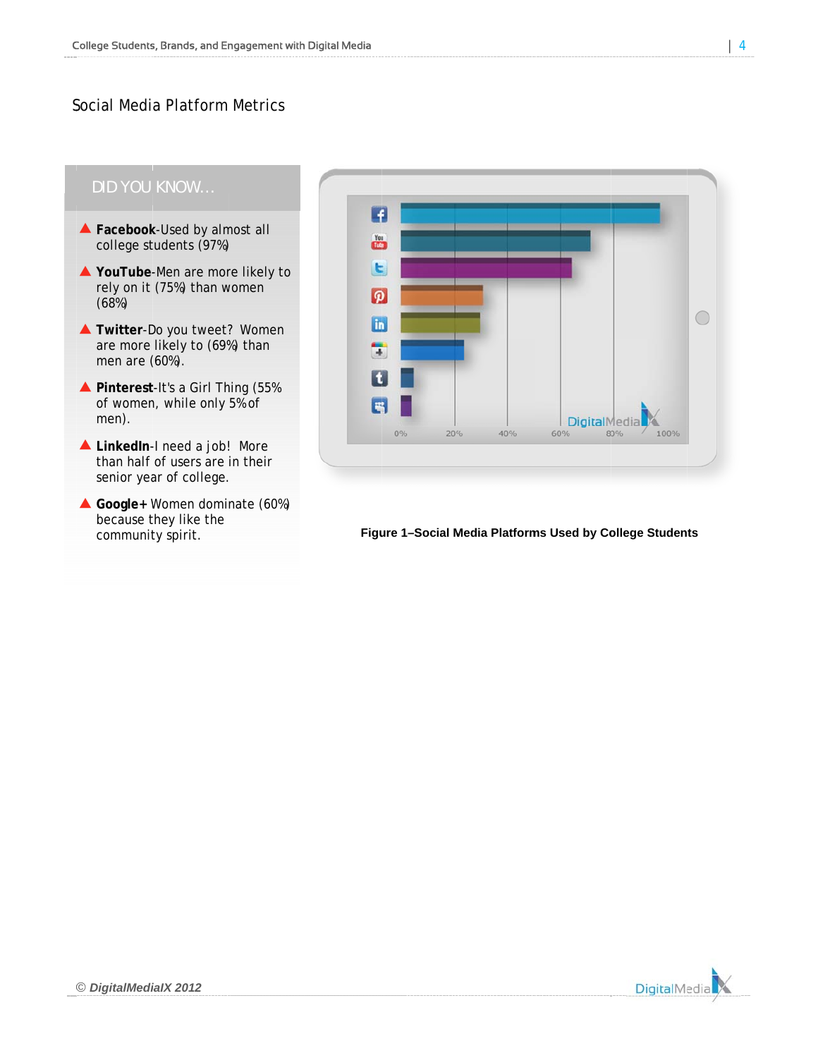## Social Media Platform Metrics

**DID YOU KNOW...**

- **Facebook**-Used by almost all college students (97%)
- **YouTube**-Men are more likely to rely on it (75%) than women (68%)
- **Twitter**-Do you tweet? Women are more likely to (69%) than men are (60%).
- **Pinterest**-It's a Girl Thing (55% of women, while only 5% of men).
- **LinkedIn**-I need a job! More than half of users are in their senior year of college.
- **Google+** Women dominate (60%) because they like the community spirit.

**Figure 1–Social Media Platforms Used by College Students**

© DigitalMediaIX 2012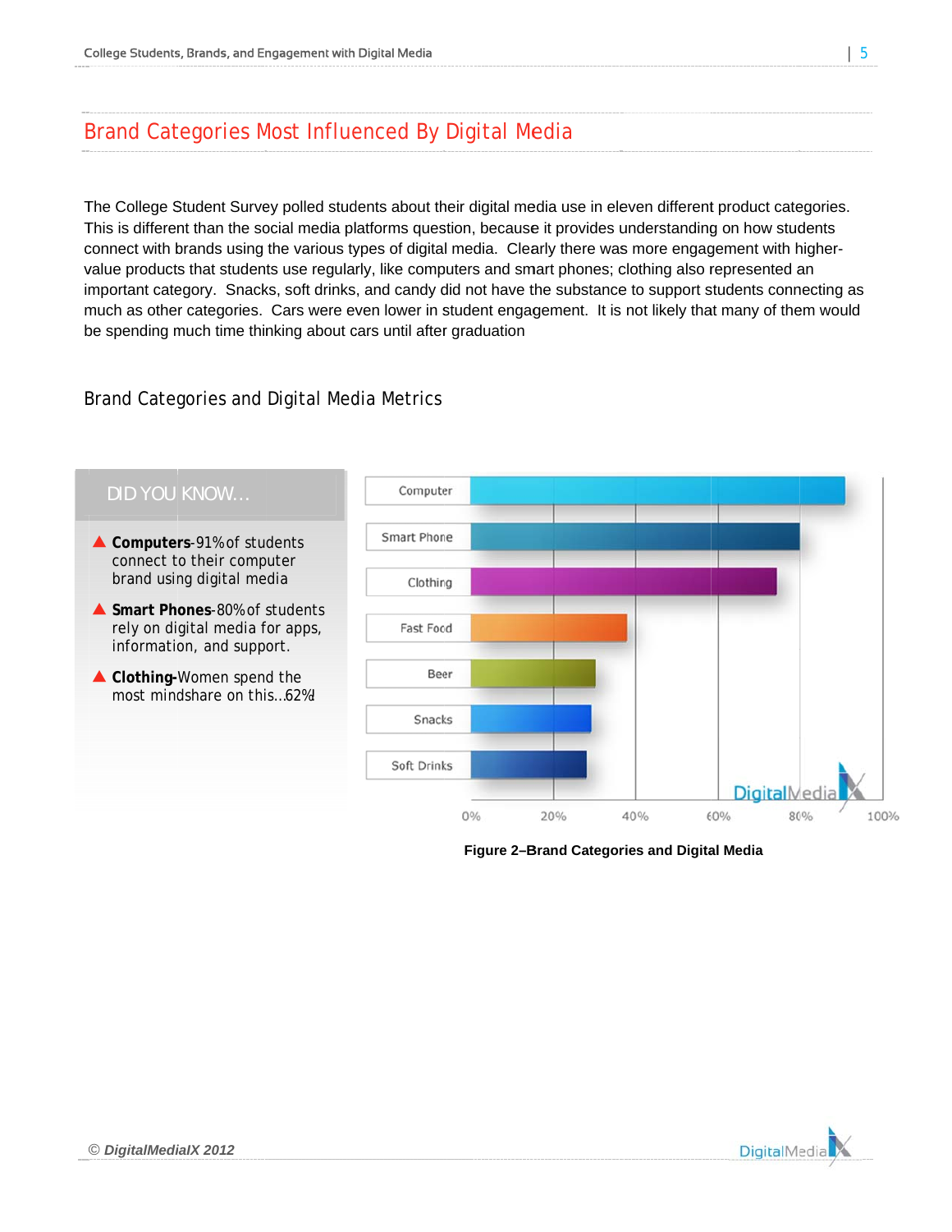## Brand Categories Most Influenced By Digital Media

The College Student Survey polled students about their digital media use in eleven different product categories. This is different than the social media platforms question, because it provides understanding on how students connect with brands using the various types of digital media. Clearly there was more engagement with higher-value products that students use regularly, like computers and smart phones; clothing also represented an important category. Snacks, soft drinks, and candy did not have the substance to support students connecting as much as other categories. Cars were even lower in student engagement. It is not likely that many of them would be spending much time thinking about cars until after graduation

### Brand Categories and Digital Media Metrics

**DID YOU KNOW...**

- **Computers**-91% of students connect to their computer brand using digital media
- **Smart Phones**-80% of students rely on digital media for apps, information, and support.
- **Clothing**-Women spend the most mindshare on this...62%!

Computer, Smart Phone, Clothing, Fast Food, Beer, Snacks, Soft Drinks

0%, 20%, 40%, 60%, 80%, 100%

DigitalMedia

**Figure 2–Brand Categories and Digital Media**

© *DigitalMediaIX 2012*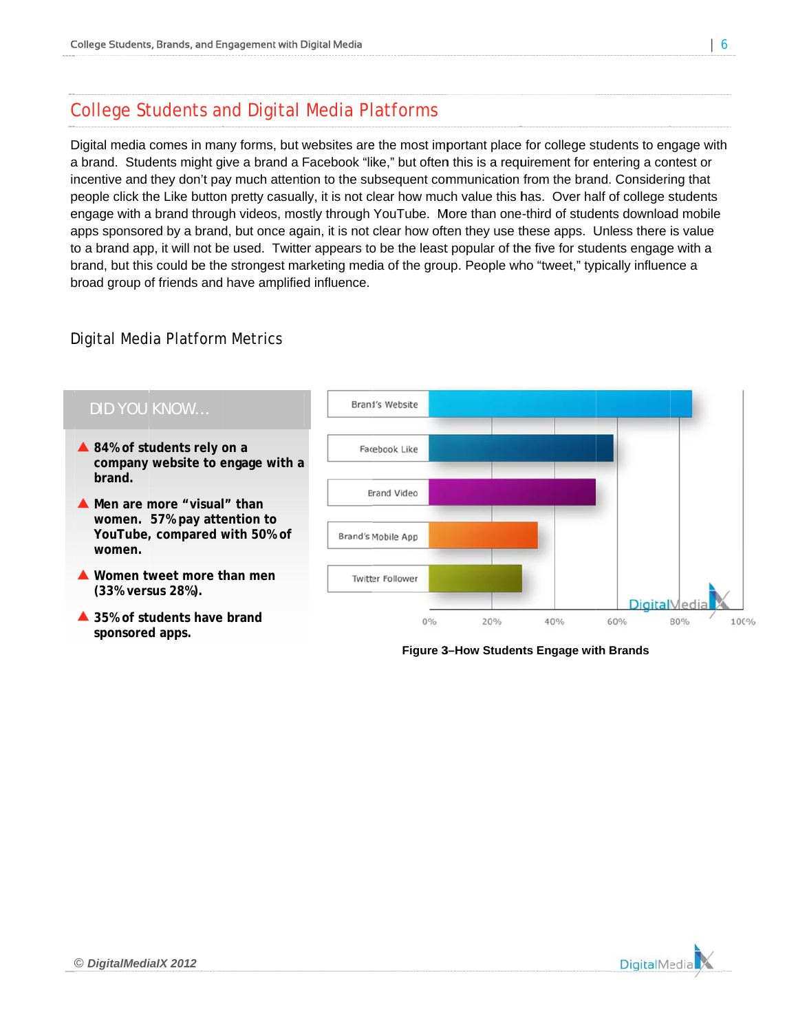## College Students and Digital Media Platforms

Digital media comes in many forms, but websites are the most important place for college students to engage with a brand. Students might give a brand a Facebook "like," but often this is a requirement for entering a contest or incentive and they don't pay much attention to the subsequent communication from the brand. Considering that people click the Like button pretty casually, it is not clear how much value this has. Over half of college students engage with a brand through videos, mostly through YouTube. More than one-third of students download mobile apps sponsored by a brand, but once again, it is not clear how often they use these apps. Unless there is value to a brand app, it will not be used. Twitter appears to be the least popular of the five for students engage with a brand, but this could be the strongest marketing media of the group. People who "tweet," typically influence a broad group of friends and have amplified influence.

### Digital Media Platform Metrics

**DID YOU KNOW...**

- **84% of students rely on a company website to engage with a brand.**
- **Men are more "visual" than women. 57% pay attention to YouTube, compared with 50% of women.**
- **Women tweet more than men (33% versus 28%).**
- **35% of students have brand sponsored apps.**

Brand's Website

Facebook Like

Brand Video

Brand's Mobile App

Twitter Follower

0% 20% 40% 60% 80% 100%

**Figure 3–How Students Engage with Brands**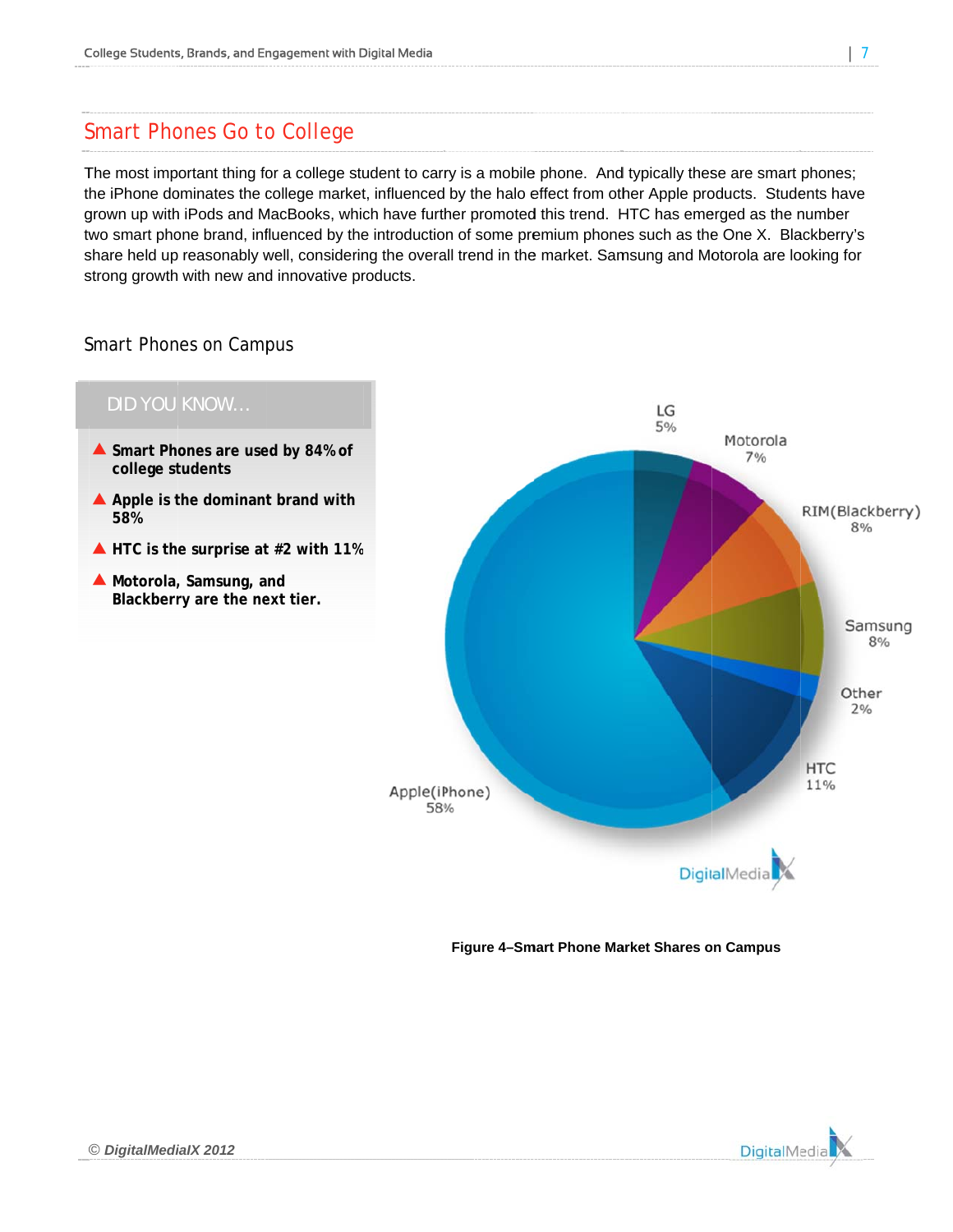## Smart Phones Go to College

The most important thing for a college student to carry is a mobile phone. And typically these are smart phones; the iPhone dominates the college market, influenced by the halo effect from other Apple products. Students have grown up with iPods and MacBooks, which have further promoted this trend. HTC has emerged as the number two smart phone brand, influenced by the introduction of some premium phones such as the One X. Blackberry's share held up reasonably well, considering the overall trend in the market. Samsung and Motorola are looking for strong growth with new and innovative products.

### Smart Phones on Campus

**DID YOU KNOW…**

- **Smart Phones are used by 84% of college students**
- **Apple is the dominant brand with 58%**
- **HTC is the surprise at #2 with 11%**
- **Motorola, Samsung, and Blackberry are the next tier.**

| Brand | Share |
|---|---|
| Apple(iPhone) | 58% |
| HTC | 11% |
| RIM(Blackberry) | 8% |
| Samsung | 8% |
| Motorola | 7% |
| LG | 5% |
| Other | 2% |

**Figure 4–Smart Phone Market Shares on Campus**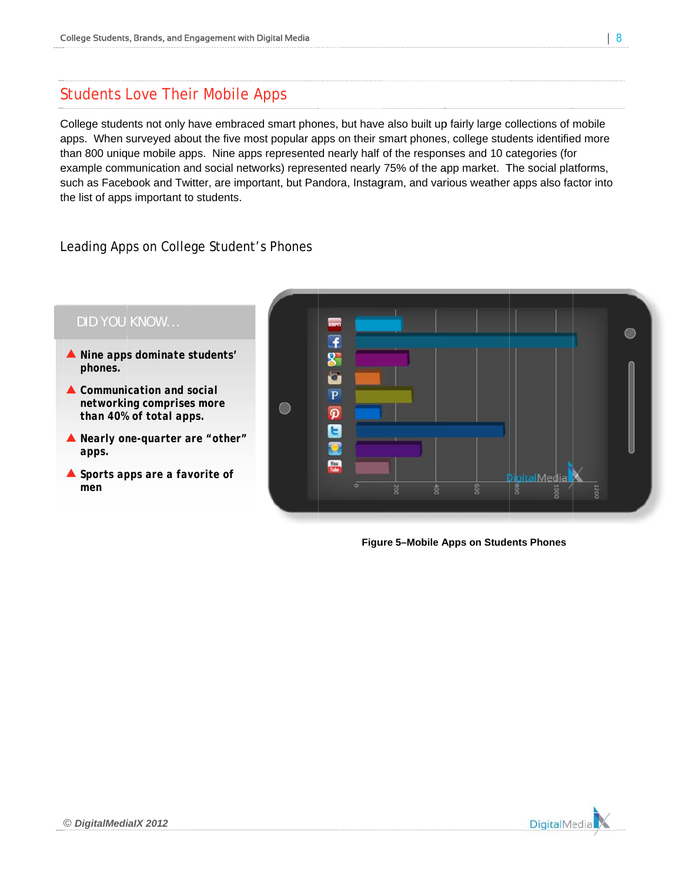## Students Love Their Mobile Apps

College students not only have embraced smart phones, but have also built up fairly large collections of mobile apps. When surveyed about the five most popular apps on their smart phones, college students identified more than 800 unique mobile apps. Nine apps represented nearly half of the responses and 10 categories (for example communication and social networks) represented nearly 75% of the app market. The social platforms, such as Facebook and Twitter, are important, but Pandora, Instagram, and various weather apps also factor into the list of apps important to students.

### Leading Apps on College Student's Phones

**DID YOU KNOW…**

- **Nine apps dominate students' phones.**
- **Communication and social networking comprises more than 40% of total apps.**
- **Nearly one-quarter are "other" apps.**
- **Sports apps are a favorite of men**

**Figure 5–Mobile Apps on Students Phones**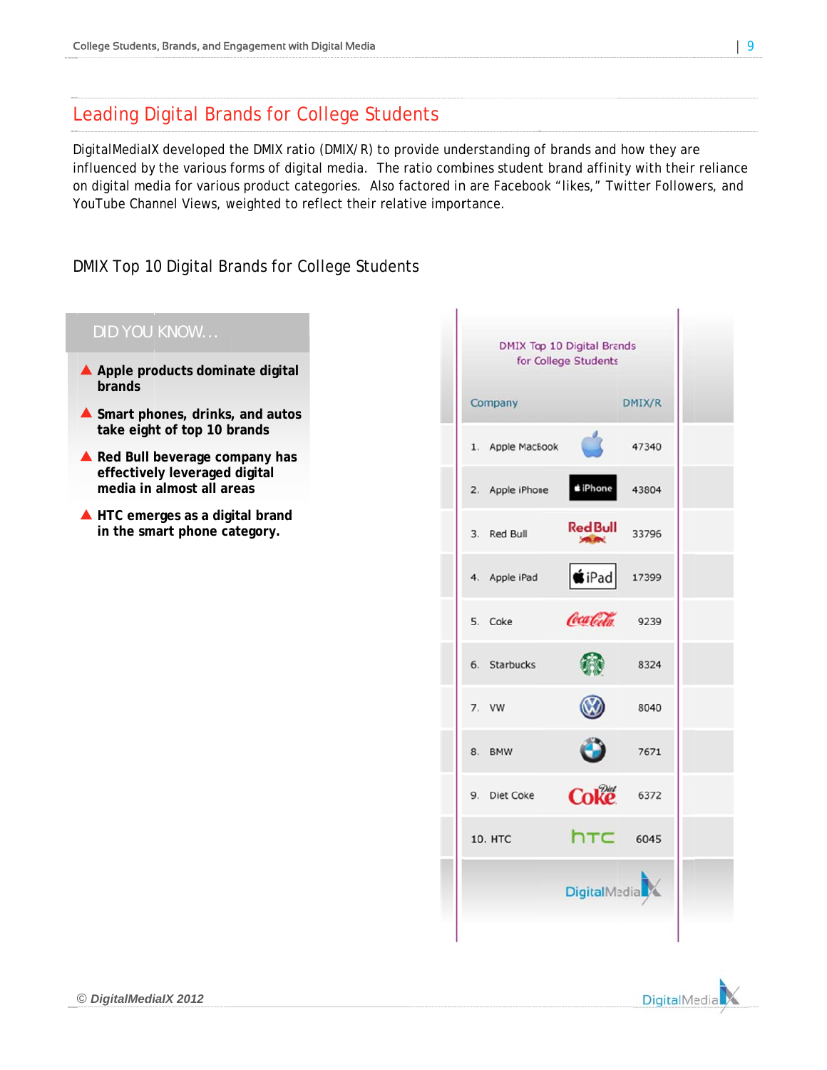## Leading Digital Brands for College Students

DigitalMediaIX developed the DMIX ratio (DMIX/R) to provide understanding of brands and how they are influenced by the various forms of digital media. The ratio combines student brand affinity with their reliance on digital media for various product categories. Also factored in are Facebook "likes," Twitter Followers, and YouTube Channel Views, weighted to reflect their relative importance.

### DMIX Top 10 Digital Brands for College Students

**DID YOU KNOW…**

- **Apple products dominate digital brands**
- **Smart phones, drinks, and autos take eight of top 10 brands**
- **Red Bull beverage company has effectively leveraged digital media in almost all areas**
- **HTC emerges as a digital brand in the smart phone category.**

DMIX Top 10 Digital Brands for College Students

| Company | DMIX/R |
|---|---|
| 1. Apple MacBook | 47340 |
| 2. Apple iPhone | 43804 |
| 3. Red Bull | 33796 |
| 4. Apple iPad | 17399 |
| 5. Coke | 9239 |
| 6. Starbucks | 8324 |
| 7. VW | 8040 |
| 8. BMW | 7671 |
| 9. Diet Coke | 6372 |
| 10. HTC | 6045 |

DigitalMediaIX

© DigitalMediaIX 2012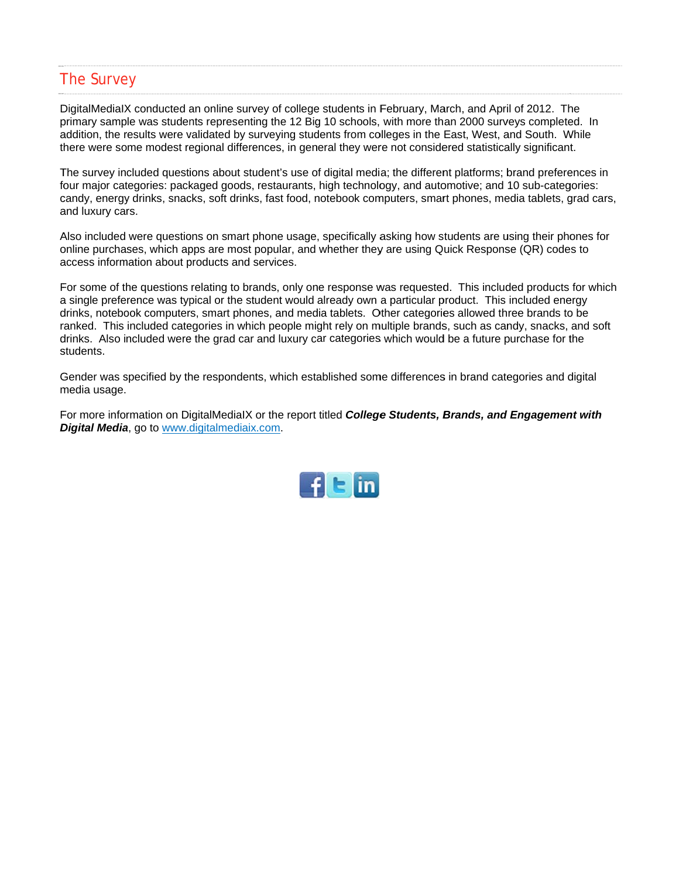## The Survey

DigitalMediaIX conducted an online survey of college students in February, March, and April of 2012. The primary sample was students representing the 12 Big 10 schools, with more than 2000 surveys completed. In addition, the results were validated by surveying students from colleges in the East, West, and South. While there were some modest regional differences, in general they were not considered statistically significant.

The survey included questions about student's use of digital media; the different platforms; brand preferences in four major categories: packaged goods, restaurants, high technology, and automotive; and 10 sub-categories: candy, energy drinks, snacks, soft drinks, fast food, notebook computers, smart phones, media tablets, grad cars, and luxury cars.

Also included were questions on smart phone usage, specifically asking how students are using their phones for online purchases, which apps are most popular, and whether they are using Quick Response (QR) codes to access information about products and services.

For some of the questions relating to brands, only one response was requested. This included products for which a single preference was typical or the student would already own a particular product. This included energy drinks, notebook computers, smart phones, and media tablets. Other categories allowed three brands to be ranked. This included categories in which people might rely on multiple brands, such as candy, snacks, and soft drinks. Also included were the grad car and luxury car categories which would be a future purchase for the students.

Gender was specified by the respondents, which established some differences in brand categories and digital media usage.

For more information on DigitalMediaIX or the report titled ***College Students, Brands, and Engagement with Digital Media***, go to [www.digitalmediaix.com](http://www.digitalmediaix.com).